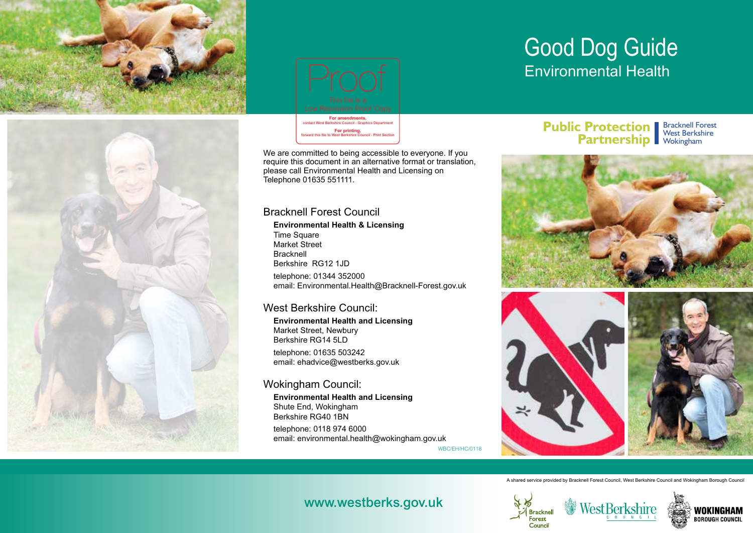# Good Dog Guide

## Environmental Health

Public Protection Partnership — Bracknell Forest, West Berkshire, Wokingham

Proof

This file is a Low Resolution Proof Copy

**For amendments,** contact West Berkshire Council - Graphics Department

**For printing,** forward this file to West Berkshire Council - Print Section

We are committed to being accessible to everyone. If you require this document in an alternative format or translation, please call Environmental Health and Licensing on Telephone 01635 551111.

### Bracknell Forest Council

**Environmental Health & Licensing**
Time Square
Market Street
Bracknell
Berkshire RG12 1JD

telephone: 01344 352000
email: Environmental.Health@Bracknell-Forest.gov.uk

### West Berkshire Council:

**Environmental Health and Licensing**
Market Street, Newbury
Berkshire RG14 5LD

telephone: 01635 503242
email: ehadvice@westberks.gov.uk

### Wokingham Council:

**Environmental Health and Licensing**
Shute End, Wokingham
Berkshire RG40 1BN

telephone: 0118 974 6000
email: environmental.health@wokingham.gov.uk

WBC/EH/HC/0118

A shared service provided by Bracknell Forest Council, West Berkshire Council and Wokingham Borough Council

www.westberks.gov.uk

Bracknell Forest Council — West Berkshire Council — Wokingham Borough Council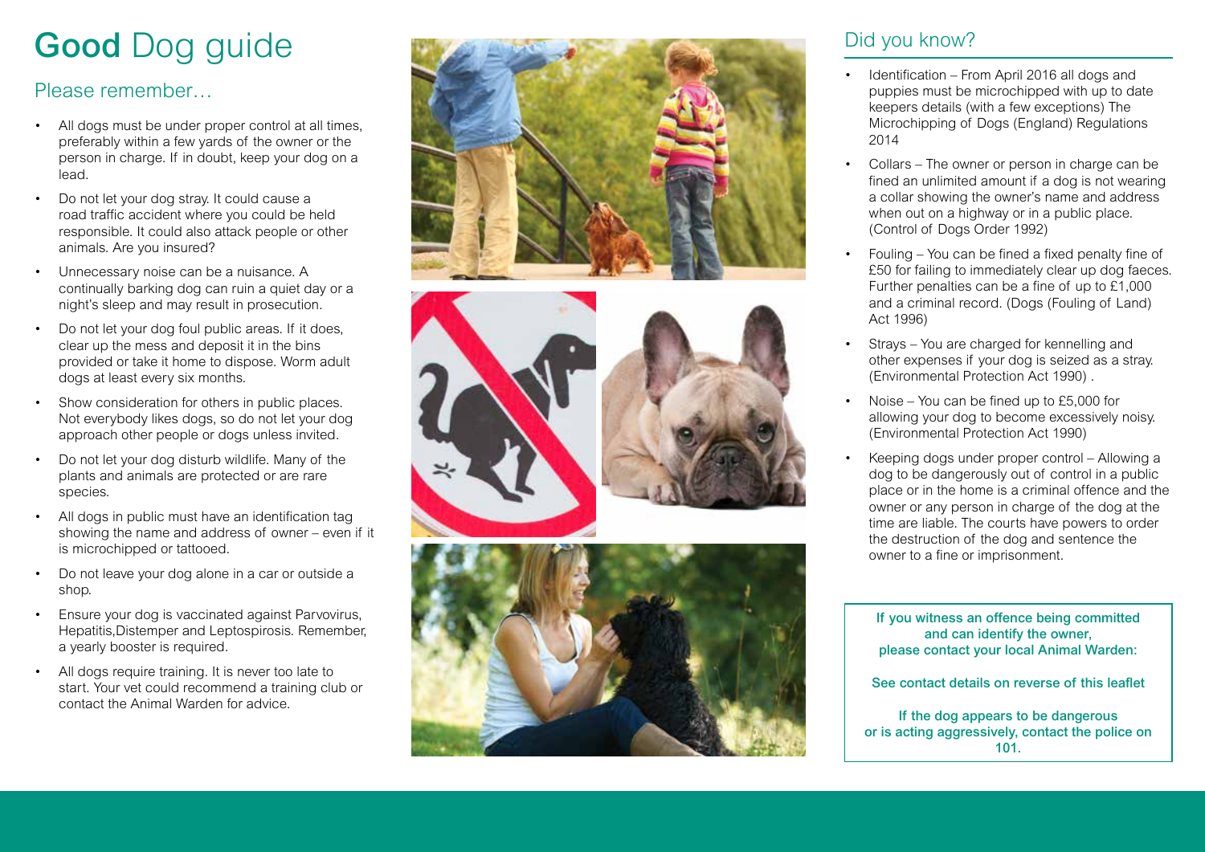# **Good** Dog guide

## Please remember…

- All dogs must be under proper control at all times, preferably within a few yards of the owner or the person in charge. If in doubt, keep your dog on a lead.
- Do not let your dog stray. It could cause a road traffic accident where you could be held responsible. It could also attack people or other animals. Are you insured?
- Unnecessary noise can be a nuisance. A continually barking dog can ruin a quiet day or a night's sleep and may result in prosecution.
- Do not let your dog foul public areas. If it does, clear up the mess and deposit it in the bins provided or take it home to dispose. Worm adult dogs at least every six months.
- Show consideration for others in public places. Not everybody likes dogs, so do not let your dog approach other people or dogs unless invited.
- Do not let your dog disturb wildlife. Many of the plants and animals are protected or are rare species.
- All dogs in public must have an identification tag showing the name and address of owner – even if it is microchipped or tattooed.
- Do not leave your dog alone in a car or outside a shop.
- Ensure your dog is vaccinated against Parvovirus, Hepatitis,Distemper and Leptospirosis. Remember, a yearly booster is required.
- All dogs require training. It is never too late to start. Your vet could recommend a training club or contact the Animal Warden for advice.

## Did you know?

- Identification – From April 2016 all dogs and puppies must be microchipped with up to date keepers details (with a few exceptions) The Microchipping of Dogs (England) Regulations 2014
- Collars – The owner or person in charge can be fined an unlimited amount if a dog is not wearing a collar showing the owner's name and address when out on a highway or in a public place. (Control of Dogs Order 1992)
- Fouling – You can be fined a fixed penalty fine of £50 for failing to immediately clear up dog faeces. Further penalties can be a fine of up to £1,000 and a criminal record. (Dogs (Fouling of Land) Act 1996)
- Strays – You are charged for kennelling and other expenses if your dog is seized as a stray. (Environmental Protection Act 1990) .
- Noise – You can be fined up to £5,000 for allowing your dog to become excessively noisy. (Environmental Protection Act 1990)
- Keeping dogs under proper control – Allowing a dog to be dangerously out of control in a public place or in the home is a criminal offence and the owner or any person in charge of the dog at the time are liable. The courts have powers to order the destruction of the dog and sentence the owner to a fine or imprisonment.

**If you witness an offence being committed and can identify the owner, please contact your local Animal Warden:**

**See contact details on reverse of this leaflet**

**If the dog appears to be dangerous or is acting aggressively, contact the police on 101.**